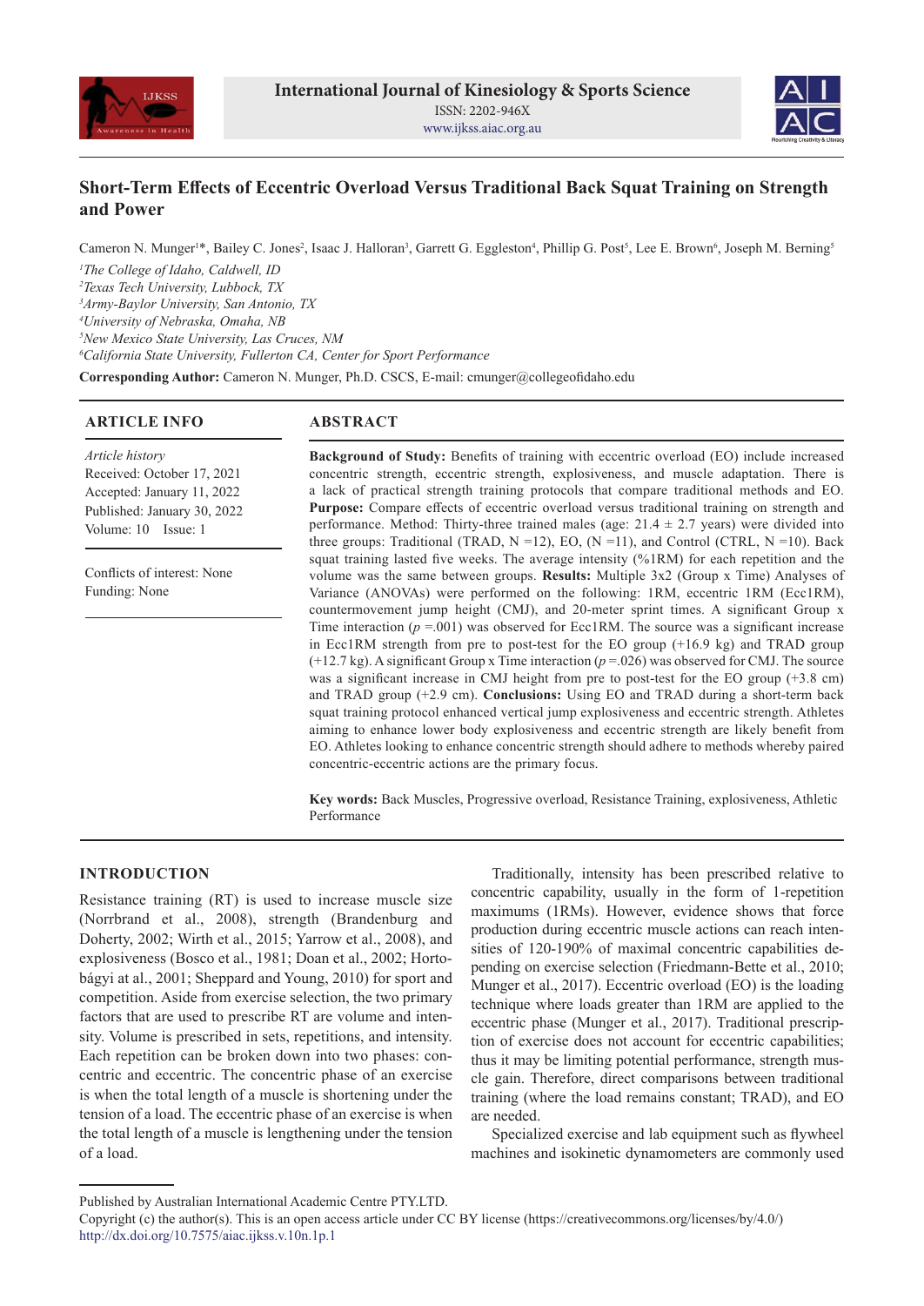# Short-Term Effects of Eccentric Overload Versus Traditional Back Squat Training on Strength and Power

Cameron N. Munger[1]*, Bailey C. Jones[2], Isaac J. Halloran[3], Garrett G. Eggleston[4], Phillip G. Post[5], Lee E. Brown[6], Joseph M. Berning[5]

[1]*The College of Idaho, Caldwell, ID*
[2]*Texas Tech University, Lubbock, TX*
[3]*Army-Baylor University, San Antonio, TX*
[4]*University of Nebraska, Omaha, NB*
[5]*New Mexico State University, Las Cruces, NM*
[6]*California State University, Fullerton CA, Center for Sport Performance*

**Corresponding Author:** Cameron N. Munger, Ph.D. CSCS, E-mail: cmunger@collegeofidaho.edu

## ARTICLE INFO

*Article history*
Received: October 17, 2021
Accepted: January 11, 2022
Published: January 30, 2022
Volume: 10 Issue: 1

Conflicts of interest: None
Funding: None

## ABSTRACT

**Background of Study:** Benefits of training with eccentric overload (EO) include increased concentric strength, eccentric strength, explosiveness, and muscle adaptation. There is a lack of practical strength training protocols that compare traditional methods and EO. **Purpose:** Compare effects of eccentric overload versus traditional training on strength and performance. Method: Thirty-three trained males (age: 21.4 ± 2.7 years) were divided into three groups: Traditional (TRAD, N =12), EO, (N =11), and Control (CTRL, N =10). Back squat training lasted five weeks. The average intensity (%1RM) for each repetition and the volume was the same between groups. **Results:** Multiple 3x2 (Group x Time) Analyses of Variance (ANOVAs) were performed on the following: 1RM, eccentric 1RM (Ecc1RM), countermovement jump height (CMJ), and 20-meter sprint times. A significant Group x Time interaction ($p$ =.001) was observed for Ecc1RM. The source was a significant increase in Ecc1RM strength from pre to post-test for the EO group (+16.9 kg) and TRAD group (+12.7 kg). A significant Group x Time interaction ($p$ =.026) was observed for CMJ. The source was a significant increase in CMJ height from pre to post-test for the EO group (+3.8 cm) and TRAD group (+2.9 cm). **Conclusions:** Using EO and TRAD during a short-term back squat training protocol enhanced vertical jump explosiveness and eccentric strength. Athletes aiming to enhance lower body explosiveness and eccentric strength are likely benefit from EO. Athletes looking to enhance concentric strength should adhere to methods whereby paired concentric-eccentric actions are the primary focus.

**Key words:** Back Muscles, Progressive overload, Resistance Training, explosiveness, Athletic Performance

## INTRODUCTION

Resistance training (RT) is used to increase muscle size (Norrbrand et al., 2008), strength (Brandenburg and Doherty, 2002; Wirth et al., 2015; Yarrow et al., 2008), and explosiveness (Bosco et al., 1981; Doan et al., 2002; Hortobágyi at al., 2001; Sheppard and Young, 2010) for sport and competition. Aside from exercise selection, the two primary factors that are used to prescribe RT are volume and intensity. Volume is prescribed in sets, repetitions, and intensity. Each repetition can be broken down into two phases: concentric and eccentric. The concentric phase of an exercise is when the total length of a muscle is shortening under the tension of a load. The eccentric phase of an exercise is when the total length of a muscle is lengthening under the tension of a load.

Traditionally, intensity has been prescribed relative to concentric capability, usually in the form of 1-repetition maximums (1RMs). However, evidence shows that force production during eccentric muscle actions can reach intensities of 120-190% of maximal concentric capabilities depending on exercise selection (Friedmann-Bette et al., 2010; Munger et al., 2017). Eccentric overload (EO) is the loading technique where loads greater than 1RM are applied to the eccentric phase (Munger et al., 2017). Traditional prescription of exercise does not account for eccentric capabilities; thus it may be limiting potential performance, strength muscle gain. Therefore, direct comparisons between traditional training (where the load remains constant; TRAD), and EO are needed.

Specialized exercise and lab equipment such as flywheel machines and isokinetic dynamometers are commonly used

Published by Australian International Academic Centre PTY.LTD.
Copyright (c) the author(s). This is an open access article under CC BY license (https://creativecommons.org/licenses/by/4.0/)
http://dx.doi.org/10.7575/aiac.ijkss.v.10n.1p.1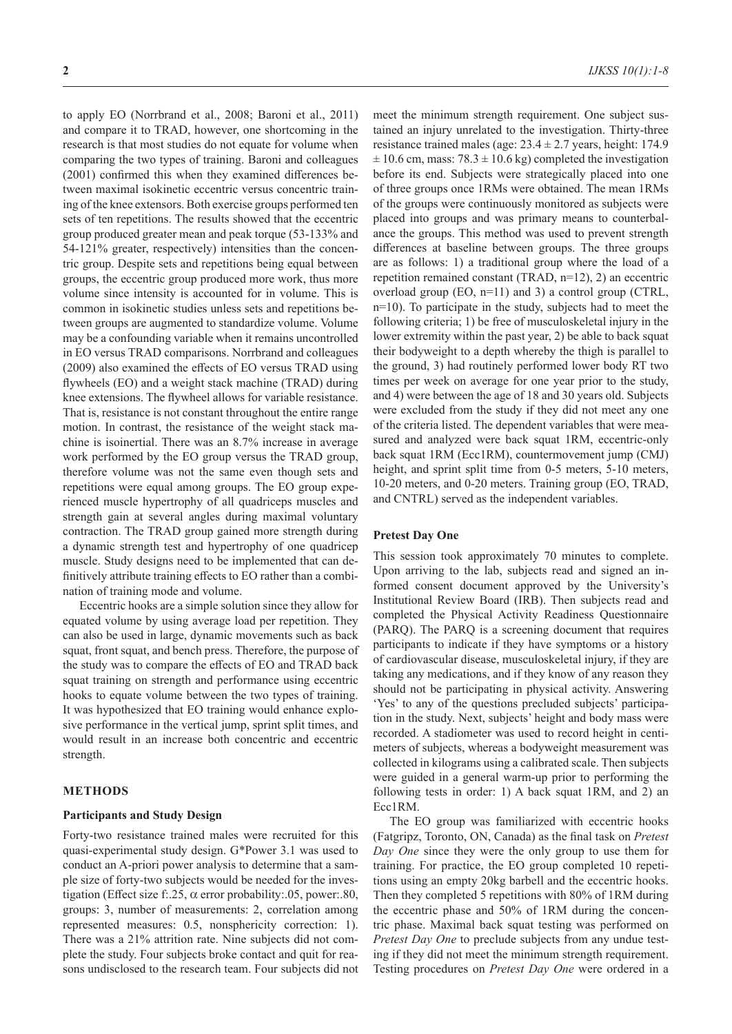to apply EO (Norrbrand et al., 2008; Baroni et al., 2011) and compare it to TRAD, however, one shortcoming in the research is that most studies do not equate for volume when comparing the two types of training. Baroni and colleagues (2001) confirmed this when they examined differences between maximal isokinetic eccentric versus concentric training of the knee extensors. Both exercise groups performed ten sets of ten repetitions. The results showed that the eccentric group produced greater mean and peak torque (53-133% and 54-121% greater, respectively) intensities than the concentric group. Despite sets and repetitions being equal between groups, the eccentric group produced more work, thus more volume since intensity is accounted for in volume. This is common in isokinetic studies unless sets and repetitions between groups are augmented to standardize volume. Volume may be a confounding variable when it remains uncontrolled in EO versus TRAD comparisons. Norrbrand and colleagues (2009) also examined the effects of EO versus TRAD using flywheels (EO) and a weight stack machine (TRAD) during knee extensions. The flywheel allows for variable resistance. That is, resistance is not constant throughout the entire range motion. In contrast, the resistance of the weight stack machine is isoinertial. There was an 8.7% increase in average work performed by the EO group versus the TRAD group, therefore volume was not the same even though sets and repetitions were equal among groups. The EO group experienced muscle hypertrophy of all quadriceps muscles and strength gain at several angles during maximal voluntary contraction. The TRAD group gained more strength during a dynamic strength test and hypertrophy of one quadricep muscle. Study designs need to be implemented that can definitively attribute training effects to EO rather than a combination of training mode and volume.

Eccentric hooks are a simple solution since they allow for equated volume by using average load per repetition. They can also be used in large, dynamic movements such as back squat, front squat, and bench press. Therefore, the purpose of the study was to compare the effects of EO and TRAD back squat training on strength and performance using eccentric hooks to equate volume between the two types of training. It was hypothesized that EO training would enhance explosive performance in the vertical jump, sprint split times, and would result in an increase both concentric and eccentric strength.

## METHODS

### Participants and Study Design

Forty-two resistance trained males were recruited for this quasi-experimental study design. G*Power 3.1 was used to conduct an A-priori power analysis to determine that a sample size of forty-two subjects would be needed for the investigation (Effect size f:.25, $\alpha$ error probability:.05, power:.80, groups: 3, number of measurements: 2, correlation among represented measures: 0.5, nonsphericity correction: 1). There was a 21% attrition rate. Nine subjects did not complete the study. Four subjects broke contact and quit for reasons undisclosed to the research team. Four subjects did not meet the minimum strength requirement. One subject sustained an injury unrelated to the investigation. Thirty-three resistance trained males (age: $23.4 \pm 2.7$ years, height: 174.9 $\pm$ 10.6 cm, mass: $78.3 \pm 10.6$ kg) completed the investigation before its end. Subjects were strategically placed into one of three groups once 1RMs were obtained. The mean 1RMs of the groups were continuously monitored as subjects were placed into groups and was primary means to counterbalance the groups. This method was used to prevent strength differences at baseline between groups. The three groups are as follows: 1) a traditional group where the load of a repetition remained constant (TRAD, n=12), 2) an eccentric overload group (EO, n=11) and 3) a control group (CTRL, n=10). To participate in the study, subjects had to meet the following criteria; 1) be free of musculoskeletal injury in the lower extremity within the past year, 2) be able to back squat their bodyweight to a depth whereby the thigh is parallel to the ground, 3) had routinely performed lower body RT two times per week on average for one year prior to the study, and 4) were between the age of 18 and 30 years old. Subjects were excluded from the study if they did not meet any one of the criteria listed. The dependent variables that were measured and analyzed were back squat 1RM, eccentric-only back squat 1RM (Ecc1RM), countermovement jump (CMJ) height, and sprint split time from 0-5 meters, 5-10 meters, 10-20 meters, and 0-20 meters. Training group (EO, TRAD, and CNTRL) served as the independent variables.

### Pretest Day One

This session took approximately 70 minutes to complete. Upon arriving to the lab, subjects read and signed an informed consent document approved by the University's Institutional Review Board (IRB). Then subjects read and completed the Physical Activity Readiness Questionnaire (PARQ). The PARQ is a screening document that requires participants to indicate if they have symptoms or a history of cardiovascular disease, musculoskeletal injury, if they are taking any medications, and if they know of any reason they should not be participating in physical activity. Answering 'Yes' to any of the questions precluded subjects' participation in the study. Next, subjects' height and body mass were recorded. A stadiometer was used to record height in centimeters of subjects, whereas a bodyweight measurement was collected in kilograms using a calibrated scale. Then subjects were guided in a general warm-up prior to performing the following tests in order: 1) A back squat 1RM, and 2) an Ecc1RM.

The EO group was familiarized with eccentric hooks (Fatgripz, Toronto, ON, Canada) as the final task on *Pretest Day One* since they were the only group to use them for training. For practice, the EO group completed 10 repetitions using an empty 20kg barbell and the eccentric hooks. Then they completed 5 repetitions with 80% of 1RM during the eccentric phase and 50% of 1RM during the concentric phase. Maximal back squat testing was performed on *Pretest Day One* to preclude subjects from any undue testing if they did not meet the minimum strength requirement. Testing procedures on *Pretest Day One* were ordered in a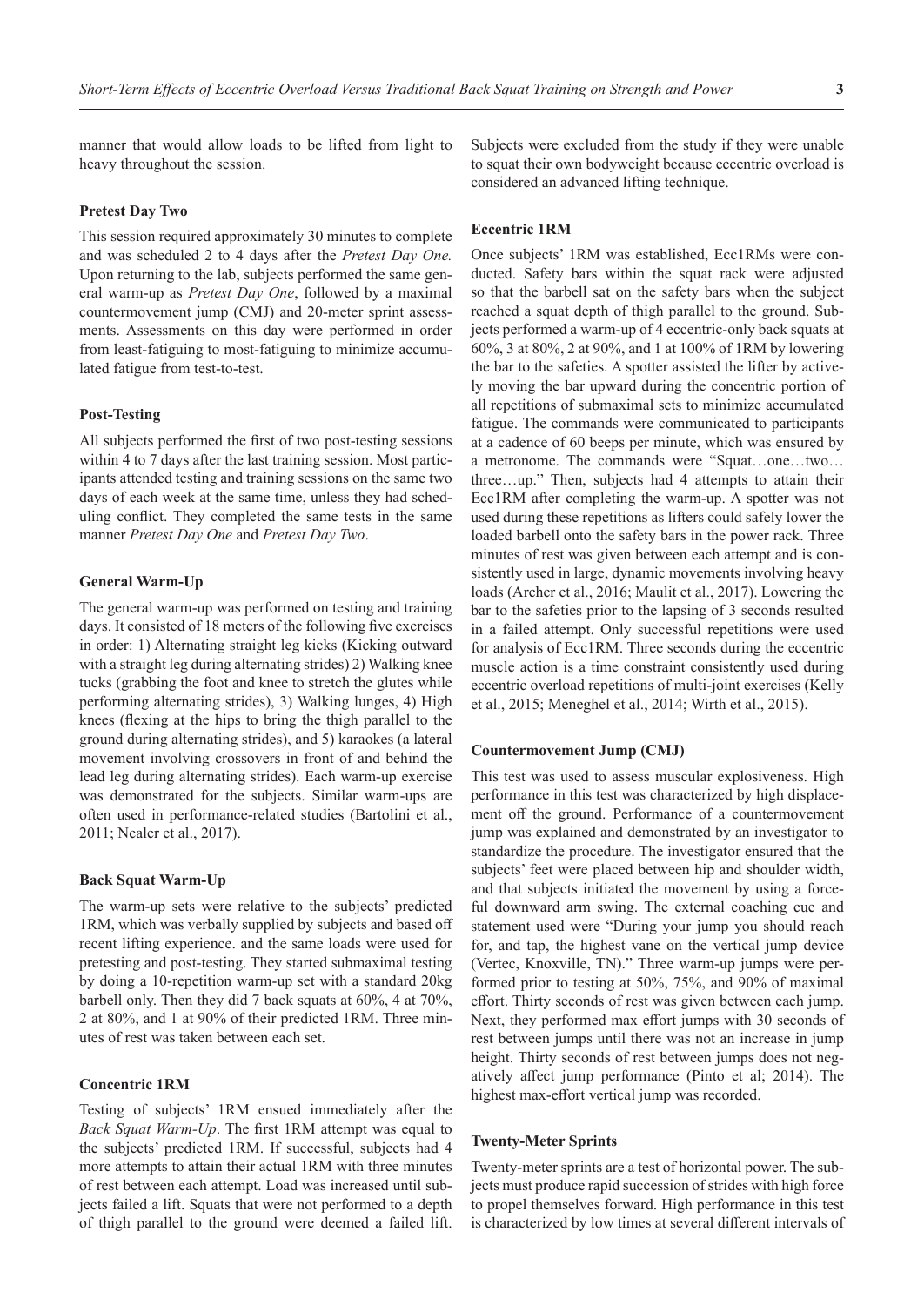manner that would allow loads to be lifted from light to heavy throughout the session.

### Pretest Day Two

This session required approximately 30 minutes to complete and was scheduled 2 to 4 days after the *Pretest Day One.* Upon returning to the lab, subjects performed the same general warm-up as *Pretest Day One*, followed by a maximal countermovement jump (CMJ) and 20-meter sprint assessments. Assessments on this day were performed in order from least-fatiguing to most-fatiguing to minimize accumulated fatigue from test-to-test.

### Post-Testing

All subjects performed the first of two post-testing sessions within 4 to 7 days after the last training session. Most participants attended testing and training sessions on the same two days of each week at the same time, unless they had scheduling conflict. They completed the same tests in the same manner *Pretest Day One* and *Pretest Day Two*.

### General Warm-Up

The general warm-up was performed on testing and training days. It consisted of 18 meters of the following five exercises in order: 1) Alternating straight leg kicks (Kicking outward with a straight leg during alternating strides) 2) Walking knee tucks (grabbing the foot and knee to stretch the glutes while performing alternating strides), 3) Walking lunges, 4) High knees (flexing at the hips to bring the thigh parallel to the ground during alternating strides), and 5) karaokes (a lateral movement involving crossovers in front of and behind the lead leg during alternating strides). Each warm-up exercise was demonstrated for the subjects. Similar warm-ups are often used in performance-related studies (Bartolini et al., 2011; Nealer et al., 2017).

### Back Squat Warm-Up

The warm-up sets were relative to the subjects' predicted 1RM, which was verbally supplied by subjects and based off recent lifting experience. and the same loads were used for pretesting and post-testing. They started submaximal testing by doing a 10-repetition warm-up set with a standard 20kg barbell only. Then they did 7 back squats at 60%, 4 at 70%, 2 at 80%, and 1 at 90% of their predicted 1RM. Three minutes of rest was taken between each set.

### Concentric 1RM

Testing of subjects' 1RM ensued immediately after the *Back Squat Warm-Up*. The first 1RM attempt was equal to the subjects' predicted 1RM. If successful, subjects had 4 more attempts to attain their actual 1RM with three minutes of rest between each attempt. Load was increased until subjects failed a lift. Squats that were not performed to a depth of thigh parallel to the ground were deemed a failed lift. Subjects were excluded from the study if they were unable to squat their own bodyweight because eccentric overload is considered an advanced lifting technique.

### Eccentric 1RM

Once subjects' 1RM was established, Ecc1RMs were conducted. Safety bars within the squat rack were adjusted so that the barbell sat on the safety bars when the subject reached a squat depth of thigh parallel to the ground. Subjects performed a warm-up of 4 eccentric-only back squats at 60%, 3 at 80%, 2 at 90%, and 1 at 100% of 1RM by lowering the bar to the safeties. A spotter assisted the lifter by actively moving the bar upward during the concentric portion of all repetitions of submaximal sets to minimize accumulated fatigue. The commands were communicated to participants at a cadence of 60 beeps per minute, which was ensured by a metronome. The commands were "Squat…one…two…three…up." Then, subjects had 4 attempts to attain their Ecc1RM after completing the warm-up. A spotter was not used during these repetitions as lifters could safely lower the loaded barbell onto the safety bars in the power rack. Three minutes of rest was given between each attempt and is consistently used in large, dynamic movements involving heavy loads (Archer et al., 2016; Maulit et al., 2017). Lowering the bar to the safeties prior to the lapsing of 3 seconds resulted in a failed attempt. Only successful repetitions were used for analysis of Ecc1RM. Three seconds during the eccentric muscle action is a time constraint consistently used during eccentric overload repetitions of multi-joint exercises (Kelly et al., 2015; Meneghel et al., 2014; Wirth et al., 2015).

### Countermovement Jump (CMJ)

This test was used to assess muscular explosiveness. High performance in this test was characterized by high displacement off the ground. Performance of a countermovement jump was explained and demonstrated by an investigator to standardize the procedure. The investigator ensured that the subjects' feet were placed between hip and shoulder width, and that subjects initiated the movement by using a forceful downward arm swing. The external coaching cue and statement used were "During your jump you should reach for, and tap, the highest vane on the vertical jump device (Vertec, Knoxville, TN)." Three warm-up jumps were performed prior to testing at 50%, 75%, and 90% of maximal effort. Thirty seconds of rest was given between each jump. Next, they performed max effort jumps with 30 seconds of rest between jumps until there was not an increase in jump height. Thirty seconds of rest between jumps does not negatively affect jump performance (Pinto et al; 2014). The highest max-effort vertical jump was recorded.

### Twenty-Meter Sprints

Twenty-meter sprints are a test of horizontal power. The subjects must produce rapid succession of strides with high force to propel themselves forward. High performance in this test is characterized by low times at several different intervals of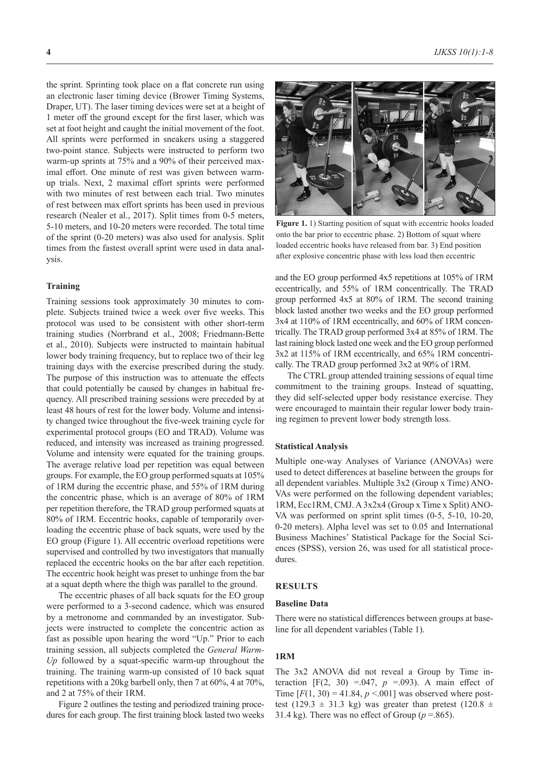the sprint. Sprinting took place on a flat concrete run using an electronic laser timing device (Brower Timing Systems, Draper, UT). The laser timing devices were set at a height of 1 meter off the ground except for the first laser, which was set at foot height and caught the initial movement of the foot. All sprints were performed in sneakers using a staggered two-point stance. Subjects were instructed to perform two warm-up sprints at 75% and a 90% of their perceived maximal effort. One minute of rest was given between warm-up trials. Next, 2 maximal effort sprints were performed with two minutes of rest between each trial. Two minutes of rest between max effort sprints has been used in previous research (Nealer et al., 2017). Split times from 0-5 meters, 5-10 meters, and 10-20 meters were recorded. The total time of the sprint (0-20 meters) was also used for analysis. Split times from the fastest overall sprint were used in data analysis.

### Training

Training sessions took approximately 30 minutes to complete. Subjects trained twice a week over five weeks. This protocol was used to be consistent with other short-term training studies (Norrbrand et al., 2008; Friedmann-Bette et al., 2010). Subjects were instructed to maintain habitual lower body training frequency, but to replace two of their leg training days with the exercise prescribed during the study. The purpose of this instruction was to attenuate the effects that could potentially be caused by changes in habitual frequency. All prescribed training sessions were preceded by at least 48 hours of rest for the lower body. Volume and intensity changed twice throughout the five-week training cycle for experimental protocol groups (EO and TRAD). Volume was reduced, and intensity was increased as training progressed. Volume and intensity were equated for the training groups. The average relative load per repetition was equal between groups. For example, the EO group performed squats at 105% of 1RM during the eccentric phase, and 55% of 1RM during the concentric phase, which is an average of 80% of 1RM per repetition therefore, the TRAD group performed squats at 80% of 1RM. Eccentric hooks, capable of temporarily overloading the eccentric phase of back squats, were used by the EO group (Figure 1). All eccentric overload repetitions were supervised and controlled by two investigators that manually replaced the eccentric hooks on the bar after each repetition. The eccentric hook height was preset to unhinge from the bar at a squat depth where the thigh was parallel to the ground.

The eccentric phases of all back squats for the EO group were performed to a 3-second cadence, which was ensured by a metronome and commanded by an investigator. Subjects were instructed to complete the concentric action as fast as possible upon hearing the word "Up." Prior to each training session, all subjects completed the *General Warm-Up* followed by a squat-specific warm-up throughout the training. The training warm-up consisted of 10 back squat repetitions with a 20kg barbell only, then 7 at 60%, 4 at 70%, and 2 at 75% of their 1RM.

Figure 2 outlines the testing and periodized training procedures for each group. The first training block lasted two weeks and the EO group performed 4x5 repetitions at 105% of 1RM eccentrically, and 55% of 1RM concentrically. The TRAD group performed 4x5 at 80% of 1RM. The second training block lasted another two weeks and the EO group performed 3x4 at 110% of 1RM eccentrically, and 60% of 1RM concentrically. The TRAD group performed 3x4 at 85% of 1RM. The last raining block lasted one week and the EO group performed 3x2 at 115% of 1RM eccentrically, and 65% 1RM concentrically. The TRAD group performed 3x2 at 90% of 1RM.

**Figure 1.** 1) Starting position of squat with eccentric hooks loaded onto the bar prior to eccentric phase. 2) Bottom of squat where loaded eccentric hooks have released from bar. 3) End position after explosive concentric phase with less load then eccentric

The CTRL group attended training sessions of equal time commitment to the training groups. Instead of squatting, they did self-selected upper body resistance exercise. They were encouraged to maintain their regular lower body training regimen to prevent lower body strength loss.

### Statistical Analysis

Multiple one-way Analyses of Variance (ANOVAs) were used to detect differences at baseline between the groups for all dependent variables. Multiple 3x2 (Group x Time) ANOVAs were performed on the following dependent variables; 1RM, Ecc1RM, CMJ. A 3x2x4 (Group x Time x Split) ANOVA was performed on sprint split times (0-5, 5-10, 10-20, 0-20 meters). Alpha level was set to 0.05 and International Business Machines' Statistical Package for the Social Sciences (SPSS), version 26, was used for all statistical procedures.

## RESULTS

### Baseline Data

There were no statistical differences between groups at baseline for all dependent variables (Table 1).

### 1RM

The 3x2 ANOVA did not reveal a Group by Time interaction [$F(2, 30) = .047$, $p = .093$). A main effect of Time [$F(1, 30) = 41.84$, $p < .001$] was observed where post-test ($129.3 \pm 31.3$ kg) was greater than pretest ($120.8 \pm 31.4$ kg). There was no effect of Group ($p = .865$).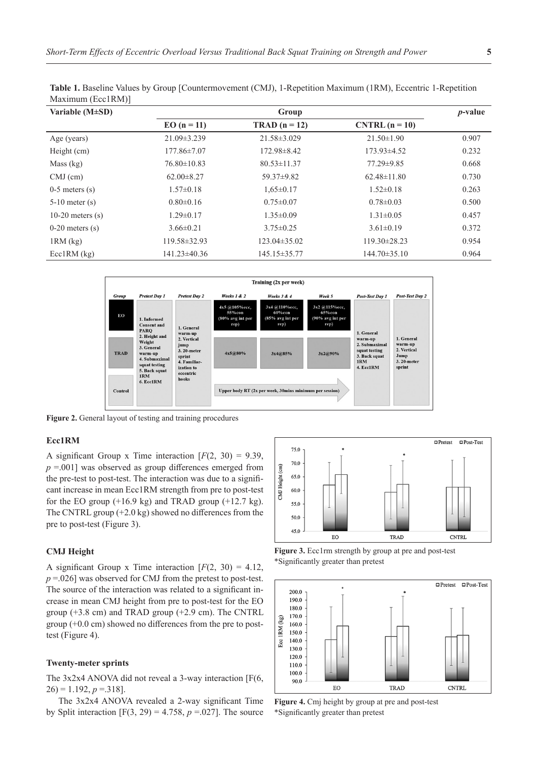**Table 1.** Baseline Values by Group [Countermovement (CMJ), 1-Repetition Maximum (1RM), Eccentric 1-Repetition Maximum (Ecc1RM)]

| Variable (M±SD) | Group | | | *p*-value |
|---|---|---|---|---|
| | EO (n = 11) | TRAD (n = 12) | CNTRL (n = 10) | |
| Age (years) | 21.09±3.239 | 21.58±3.029 | 21.50±1.90 | 0.907 |
| Height (cm) | 177.86±7.07 | 172.98±8.42 | 173.93±4.52 | 0.232 |
| Mass (kg) | 76.80±10.83 | 80.53±11.37 | 77.29±9.85 | 0.668 |
| CMJ (cm) | 62.00±8.27 | 59.37±9.82 | 62.48±11.80 | 0.730 |
| 0-5 meters (s) | 1.57±0.18 | 1,65±0.17 | 1.52±0.18 | 0.263 |
| 5-10 meter (s) | 0.80±0.16 | 0.75±0.07 | 0.78±0.03 | 0.500 |
| 10-20 meters (s) | 1.29±0.17 | 1.35±0.09 | 1.31±0.05 | 0.457 |
| 0-20 meters (s) | 3.66±0.21 | 3.75±0.25 | 3.61±0.19 | 0.372 |
| 1RM (kg) | 119.58±32.93 | 123.04±35.02 | 119.30±28.23 | 0.954 |
| Ecc1RM (kg) | 141.23±40.36 | 145.15±35.77 | 144.70±35.10 | 0.964 |

| Group | Pretest Day 1 | Pretest Day 2 | Weeks 1 & 2 | Weeks 3 & 4 | Week 5 | Post-Test Day 1 | Post-Test Day 2 |
|---|---|---|---|---|---|---|---|
| | | | Training (2x per week) | | | | |
| EO | 1. Informed Consent and PARQ 2. Height and Weight 3. General warm-up 4. Submaximal squat testing 5. Back squat 1RM 6. Ecc1RM | 1. General warm-up 2. Vertical jump 3. 20-meter sprint 4. Familiarization to eccentric hooks | 4x5 @105%ecc, 55%con (80% avg int per rep) | 3x4 @110%ecc, 60%con (85% avg int per rep) | 3x2 @115%ecc, 65%con (90% avg int per rep) | 1. General warm-up 2. Submaximal squat testing 3. Back squat 1RM 4. Ecc1RM | 1. General warm-up 2. Vertical Jump 3. 20-meter sprint |
| TRAD | | | 4x5@80% | 3x4@85% | 3x2@90% | | |
| Control | | | Upper body RT (2x per week, 30mins minimum per session) | | | | |

**Figure 2.** General layout of testing and training procedures

### Ecc1RM

A significant Group x Time interaction [$F(2, 30) = 9.39$, $p = .001$] was observed as group differences emerged from the pre-test to post-test. The interaction was due to a significant increase in mean Ecc1RM strength from pre to post-test for the EO group (+16.9 kg) and TRAD group (+12.7 kg). The CNTRL group (+2.0 kg) showed no differences from the pre to post-test (Figure 3).

### CMJ Height

A significant Group x Time interaction [$F(2, 30) = 4.12$, $p = .026$] was observed for CMJ from the pretest to post-test. The source of the interaction was related to a significant increase in mean CMJ height from pre to post-test for the EO group (+3.8 cm) and TRAD group (+2.9 cm). The CNTRL group (+0.0 cm) showed no differences from the pre to post-test (Figure 4).

### Twenty-meter sprints

The 3x2x4 ANOVA did not reveal a 3-way interaction [$F(6, 26) = 1.192$, $p = .318$].

The 3x2x4 ANOVA revealed a 2-way significant Time by Split interaction [$F(3, 29) = 4.758$, $p = .027$]. The source

**Figure 3.** Ecc1rm strength by group at pre and post-test
*Significantly greater than pretest

**Figure 4.** Cmj height by group at pre and post-test
*Significantly greater than pretest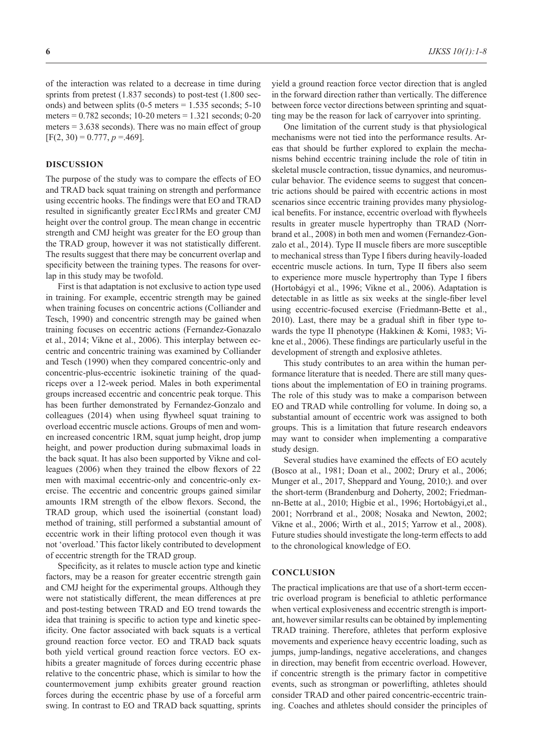of the interaction was related to a decrease in time during sprints from pretest (1.837 seconds) to post-test (1.800 seconds) and between splits (0-5 meters = 1.535 seconds; 5-10 meters = 0.782 seconds; 10-20 meters = 1.321 seconds; 0-20 meters = 3.638 seconds). There was no main effect of group [$F(2, 30) = 0.777$, $p = .469$].

## DISCUSSION

The purpose of the study was to compare the effects of EO and TRAD back squat training on strength and performance using eccentric hooks. The findings were that EO and TRAD resulted in significantly greater Ecc1RMs and greater CMJ height over the control group. The mean change in eccentric strength and CMJ height was greater for the EO group than the TRAD group, however it was not statistically different. The results suggest that there may be concurrent overlap and specificity between the training types. The reasons for overlap in this study may be twofold.

First is that adaptation is not exclusive to action type used in training. For example, eccentric strength may be gained when training focuses on concentric actions (Colliander and Tesch, 1990) and concentric strength may be gained when training focuses on eccentric actions (Fernandez-Gonazalo et al., 2014; Vikne et al., 2006). This interplay between eccentric and concentric training was examined by Colliander and Tesch (1990) when they compared concentric-only and concentric-plus-eccentric isokinetic training of the quadriceps over a 12-week period. Males in both experimental groups increased eccentric and concentric peak torque. This has been further demonstrated by Fernandez-Gonzalo and colleagues (2014) when using flywheel squat training to overload eccentric muscle actions. Groups of men and women increased concentric 1RM, squat jump height, drop jump height, and power production during submaximal loads in the back squat. It has also been supported by Vikne and colleagues (2006) when they trained the elbow flexors of 22 men with maximal eccentric-only and concentric-only exercise. The eccentric and concentric groups gained similar amounts 1RM strength of the elbow flexors. Second, the TRAD group, which used the isoinertial (constant load) method of training, still performed a substantial amount of eccentric work in their lifting protocol even though it was not 'overload.' This factor likely contributed to development of eccentric strength for the TRAD group.

Specificity, as it relates to muscle action type and kinetic factors, may be a reason for greater eccentric strength gain and CMJ height for the experimental groups. Although they were not statistically different, the mean differences at pre and post-testing between TRAD and EO trend towards the idea that training is specific to action type and kinetic specificity. One factor associated with back squats is a vertical ground reaction force vector. EO and TRAD back squats both yield vertical ground reaction force vectors. EO exhibits a greater magnitude of forces during eccentric phase relative to the concentric phase, which is similar to how the countermovement jump exhibits greater ground reaction forces during the eccentric phase by use of a forceful arm swing. In contrast to EO and TRAD back squatting, sprints yield a ground reaction force vector direction that is angled in the forward direction rather than vertically. The difference between force vector directions between sprinting and squatting may be the reason for lack of carryover into sprinting.

One limitation of the current study is that physiological mechanisms were not tied into the performance results. Areas that should be further explored to explain the mechanisms behind eccentric training include the role of titin in skeletal muscle contraction, tissue dynamics, and neuromuscular behavior. The evidence seems to suggest that concentric actions should be paired with eccentric actions in most scenarios since eccentric training provides many physiological benefits. For instance, eccentric overload with flywheels results in greater muscle hypertrophy than TRAD (Norrbrand et al., 2008) in both men and women (Fernandez-Gonzalo et al., 2014). Type II muscle fibers are more susceptible to mechanical stress than Type I fibers during heavily-loaded eccentric muscle actions. In turn, Type II fibers also seem to experience more muscle hypertrophy than Type I fibers (Hortobágyi et al., 1996; Vikne et al., 2006). Adaptation is detectable in as little as six weeks at the single-fiber level using eccentric-focused exercise (Friedmann-Bette et al., 2010). Last, there may be a gradual shift in fiber type towards the type II phenotype (Hakkinen & Komi, 1983; Vikne et al., 2006). These findings are particularly useful in the development of strength and explosive athletes.

This study contributes to an area within the human performance literature that is needed. There are still many questions about the implementation of EO in training programs. The role of this study was to make a comparison between EO and TRAD while controlling for volume. In doing so, a substantial amount of eccentric work was assigned to both groups. This is a limitation that future research endeavors may want to consider when implementing a comparative study design.

Several studies have examined the effects of EO acutely (Bosco at al., 1981; Doan et al., 2002; Drury et al., 2006; Munger et al., 2017, Sheppard and Young, 2010;). and over the short-term (Brandenburg and Doherty, 2002; Friedmann-Bette at al., 2010; Higbie et al., 1996; Hortobágyi,et al., 2001; Norrbrand et al., 2008; Nosaka and Newton, 2002; Vikne et al., 2006; Wirth et al., 2015; Yarrow et al., 2008). Future studies should investigate the long-term effects to add to the chronological knowledge of EO.

## CONCLUSION

The practical implications are that use of a short-term eccentric overload program is beneficial to athletic performance when vertical explosiveness and eccentric strength is important, however similar results can be obtained by implementing TRAD training. Therefore, athletes that perform explosive movements and experience heavy eccentric loading, such as jumps, jump-landings, negative accelerations, and changes in direction, may benefit from eccentric overload. However, if concentric strength is the primary factor in competitive events, such as strongman or powerlifting, athletes should consider TRAD and other paired concentric-eccentric training. Coaches and athletes should consider the principles of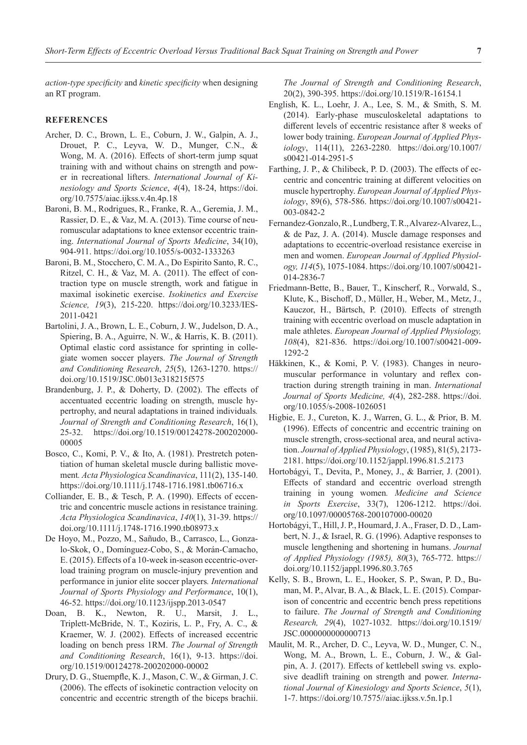*action-type specificity* and *kinetic specificity* when designing an RT program.

## REFERENCES

Archer, D. C., Brown, L. E., Coburn, J. W., Galpin, A. J., Drouet, P. C., Leyva, W. D., Munger, C.N., & Wong, M. A. (2016). Effects of short-term jump squat training with and without chains on strength and power in recreational lifters. *International Journal of Kinesiology and Sports Science*, *4*(4), 18-24, https://doi.org/10.7575/aiac.ijkss.v.4n.4p.18

Baroni, B. M., Rodrigues, R., Franke, R. A., Geremia, J. M., Rassier, D. E., & Vaz, M. A. (2013). Time course of neuromuscular adaptations to knee extensor eccentric training. *International Journal of Sports Medicine*, 34(10), 904-911. https://doi.org/10.1055/s-0032-1333263

Baroni, B. M., Stocchero, C. M. A., Do Espirito Santo, R. C., Ritzel, C. H., & Vaz, M. A. (2011). The effect of contraction type on muscle strength, work and fatigue in maximal isokinetic exercise. *Isokinetics and Exercise Science, 19*(3), 215-220. https://doi.org/10.3233/IES-2011-0421

Bartolini, J. A., Brown, L. E., Coburn, J. W., Judelson, D. A., Spiering, B. A., Aguirre, N. W., & Harris, K. B. (2011). Optimal elastic cord assistance for sprinting in collegiate women soccer players. *The Journal of Strength and Conditioning Research*, *25*(5), 1263-1270. https://doi.org/10.1519/JSC.0b013e318215f575

Brandenburg, J. P., & Doherty, D. (2002). The effects of accentuated eccentric loading on strength, muscle hypertrophy, and neural adaptations in trained individuals*. Journal of Strength and Conditioning Research*, 16(1), 25-32. https://doi.org/10.1519/00124278-200202000-00005

Bosco, C., Komi, P. V., & Ito, A. (1981). Prestretch potentiation of human skeletal muscle during ballistic movement*. Acta Physiologica Scandinavica*, 111(2), 135-140. https://doi.org/10.1111/j.1748-1716.1981.tb06716.x

Colliander, E. B., & Tesch, P. A. (1990). Effects of eccentric and concentric muscle actions in resistance training. *Acta Physiologica Scandinavica*, *140*(1), 31-39. https://doi.org/10.1111/j.1748-1716.1990.tb08973.x

De Hoyo, M., Pozzo, M., Sañudo, B., Carrasco, L., Gonzalo-Skok, O., Domínguez-Cobo, S., & Morán-Camacho, E. (2015). Effects of a 10-week in-season eccentric-overload training program on muscle-injury prevention and performance in junior elite soccer players*. International Journal of Sports Physiology and Performance*, 10(1), 46-52. https://doi.org/10.1123/ijspp.2013-0547

Doan, B. K., Newton, R. U., Marsit, J. L., Triplett-McBride, N. T., Koziris, L. P., Fry, A. C., & Kraemer, W. J. (2002). Effects of increased eccentric loading on bench press 1RM. *The Journal of Strength and Conditioning Research*, 16(1), 9-13. https://doi.org/10.1519/00124278-200202000-00002

Drury, D. G., Stuempfle, K. J., Mason, C. W., & Girman, J. C. (2006). The effects of isokinetic contraction velocity on concentric and eccentric strength of the biceps brachii. *The Journal of Strength and Conditioning Research*, 20(2), 390-395. https://doi.org/10.1519/R-16154.1

English, K. L., Loehr, J. A., Lee, S. M., & Smith, S. M. (2014). Early-phase musculoskeletal adaptations to different levels of eccentric resistance after 8 weeks of lower body training. *European Journal of Applied Physiology*, 114(11), 2263-2280. https://doi.org/10.1007/s00421-014-2951-5

Farthing, J. P., & Chilibeck, P. D. (2003). The effects of eccentric and concentric training at different velocities on muscle hypertrophy. *European Journal of Applied Physiology*, 89(6), 578-586. https://doi.org/10.1007/s00421-003-0842-2

Fernandez-Gonzalo, R., Lundberg, T. R., Alvarez-Alvarez, L., & de Paz, J. A. (2014). Muscle damage responses and adaptations to eccentric-overload resistance exercise in men and women. *European Journal of Applied Physiology, 114*(5), 1075-1084. https://doi.org/10.1007/s00421-014-2836-7

Friedmann-Bette, B., Bauer, T., Kinscherf, R., Vorwald, S., Klute, K., Bischoff, D., Müller, H., Weber, M., Metz, J., Kauczor, H., Bärtsch, P. (2010). Effects of strength training with eccentric overload on muscle adaptation in male athletes. *European Journal of Applied Physiology, 108*(4), 821-836. https://doi.org/10.1007/s00421-009-1292-2

Häkkinen, K., & Komi, P. V. (1983). Changes in neuromuscular performance in voluntary and reflex contraction during strength training in man. *International Journal of Sports Medicine, 4*(4), 282-288. https://doi.org/10.1055/s-2008-1026051

Higbie, E. J., Cureton, K. J., Warren, G. L., & Prior, B. M. (1996). Effects of concentric and eccentric training on muscle strength, cross-sectional area, and neural activation. *Journal of Applied Physiology*, (1985), 81(5), 2173-2181. https://doi.org/10.1152/jappl.1996.81.5.2173

Hortobágyi, T., Devita, P., Money, J., & Barrier, J. (2001). Effects of standard and eccentric overload strength training in young women*. Medicine and Science in Sports Exercise*, 33(7), 1206-1212. https://doi.org/10.1097/00005768-200107000-00020

Hortobágyi, T., Hill, J. P., Houmard, J. A., Fraser, D. D., Lambert, N. J., & Israel, R. G. (1996). Adaptive responses to muscle lengthening and shortening in humans. *Journal of Applied Physiology (1985), 80*(3), 765-772. https://doi.org/10.1152/jappl.1996.80.3.765

Kelly, S. B., Brown, L. E., Hooker, S. P., Swan, P. D., Buman, M. P., Alvar, B. A., & Black, L. E. (2015). Comparison of concentric and eccentric bench press repetitions to failure. *The Journal of Strength and Conditioning Research, 29*(4), 1027-1032. https://doi.org/10.1519/JSC.0000000000000713

Maulit, M. R., Archer, D. C., Leyva, W. D., Munger, C. N., Wong, M. A., Brown, L. E., Coburn, J. W., & Galpin, A. J. (2017). Effects of kettlebell swing vs. explosive deadlift training on strength and power. *International Journal of Kinesiology and Sports Science*, *5*(1), 1-7. https://doi.org/10.7575//aiac.ijkss.v.5n.1p.1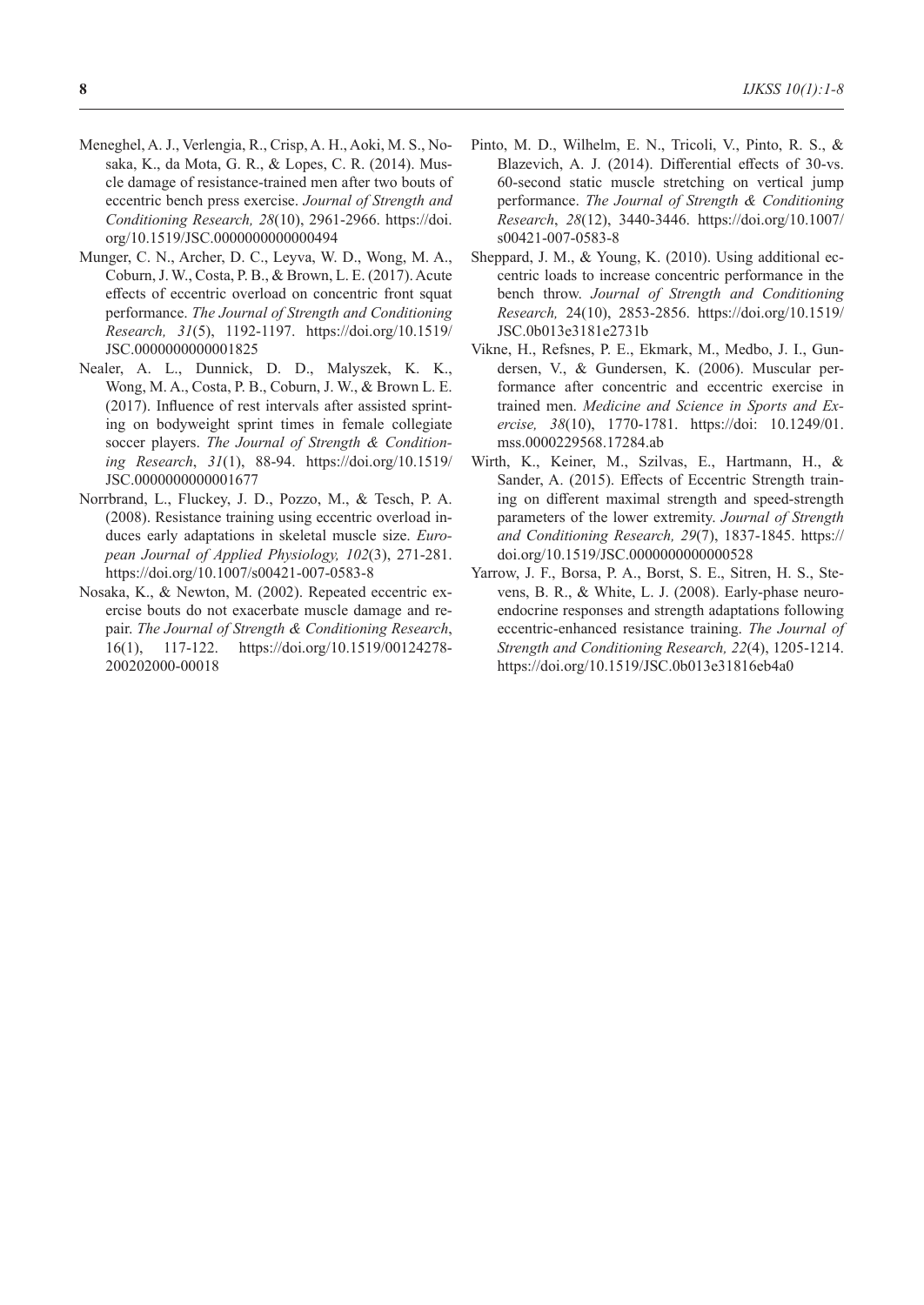Meneghel, A. J., Verlengia, R., Crisp, A. H., Aoki, M. S., Nosaka, K., da Mota, G. R., & Lopes, C. R. (2014). Muscle damage of resistance-trained men after two bouts of eccentric bench press exercise. *Journal of Strength and Conditioning Research, 28*(10), 2961-2966. https://doi.org/10.1519/JSC.0000000000000494

Munger, C. N., Archer, D. C., Leyva, W. D., Wong, M. A., Coburn, J. W., Costa, P. B., & Brown, L. E. (2017). Acute effects of eccentric overload on concentric front squat performance. *The Journal of Strength and Conditioning Research, 31*(5), 1192-1197. https://doi.org/10.1519/JSC.0000000000001825

Nealer, A. L., Dunnick, D. D., Malyszek, K. K., Wong, M. A., Costa, P. B., Coburn, J. W., & Brown L. E. (2017). Influence of rest intervals after assisted sprinting on bodyweight sprint times in female collegiate soccer players. *The Journal of Strength & Conditioning Research*, *31*(1), 88-94. https://doi.org/10.1519/JSC.0000000000001677

Norrbrand, L., Fluckey, J. D., Pozzo, M., & Tesch, P. A. (2008). Resistance training using eccentric overload induces early adaptations in skeletal muscle size. *European Journal of Applied Physiology, 102*(3), 271-281. https://doi.org/10.1007/s00421-007-0583-8

Nosaka, K., & Newton, M. (2002). Repeated eccentric exercise bouts do not exacerbate muscle damage and repair. *The Journal of Strength & Conditioning Research*, 16(1), 117-122. https://doi.org/10.1519/00124278-200202000-00018

Pinto, M. D., Wilhelm, E. N., Tricoli, V., Pinto, R. S., & Blazevich, A. J. (2014). Differential effects of 30-vs. 60-second static muscle stretching on vertical jump performance. *The Journal of Strength & Conditioning Research*, *28*(12), 3440-3446. https://doi.org/10.1007/s00421-007-0583-8

Sheppard, J. M., & Young, K. (2010). Using additional eccentric loads to increase concentric performance in the bench throw. *Journal of Strength and Conditioning Research,* 24(10), 2853-2856. https://doi.org/10.1519/JSC.0b013e3181e2731b

Vikne, H., Refsnes, P. E., Ekmark, M., Medbo, J. I., Gundersen, V., & Gundersen, K. (2006). Muscular performance after concentric and eccentric exercise in trained men. *Medicine and Science in Sports and Exercise, 38*(10), 1770-1781. https://doi: 10.1249/01.mss.0000229568.17284.ab

Wirth, K., Keiner, M., Szilvas, E., Hartmann, H., & Sander, A. (2015). Effects of Eccentric Strength training on different maximal strength and speed-strength parameters of the lower extremity. *Journal of Strength and Conditioning Research, 29*(7), 1837-1845. https://doi.org/10.1519/JSC.0000000000000528

Yarrow, J. F., Borsa, P. A., Borst, S. E., Sitren, H. S., Stevens, B. R., & White, L. J. (2008). Early-phase neuroendocrine responses and strength adaptations following eccentric-enhanced resistance training. *The Journal of Strength and Conditioning Research, 22*(4), 1205-1214. https://doi.org/10.1519/JSC.0b013e31816eb4a0